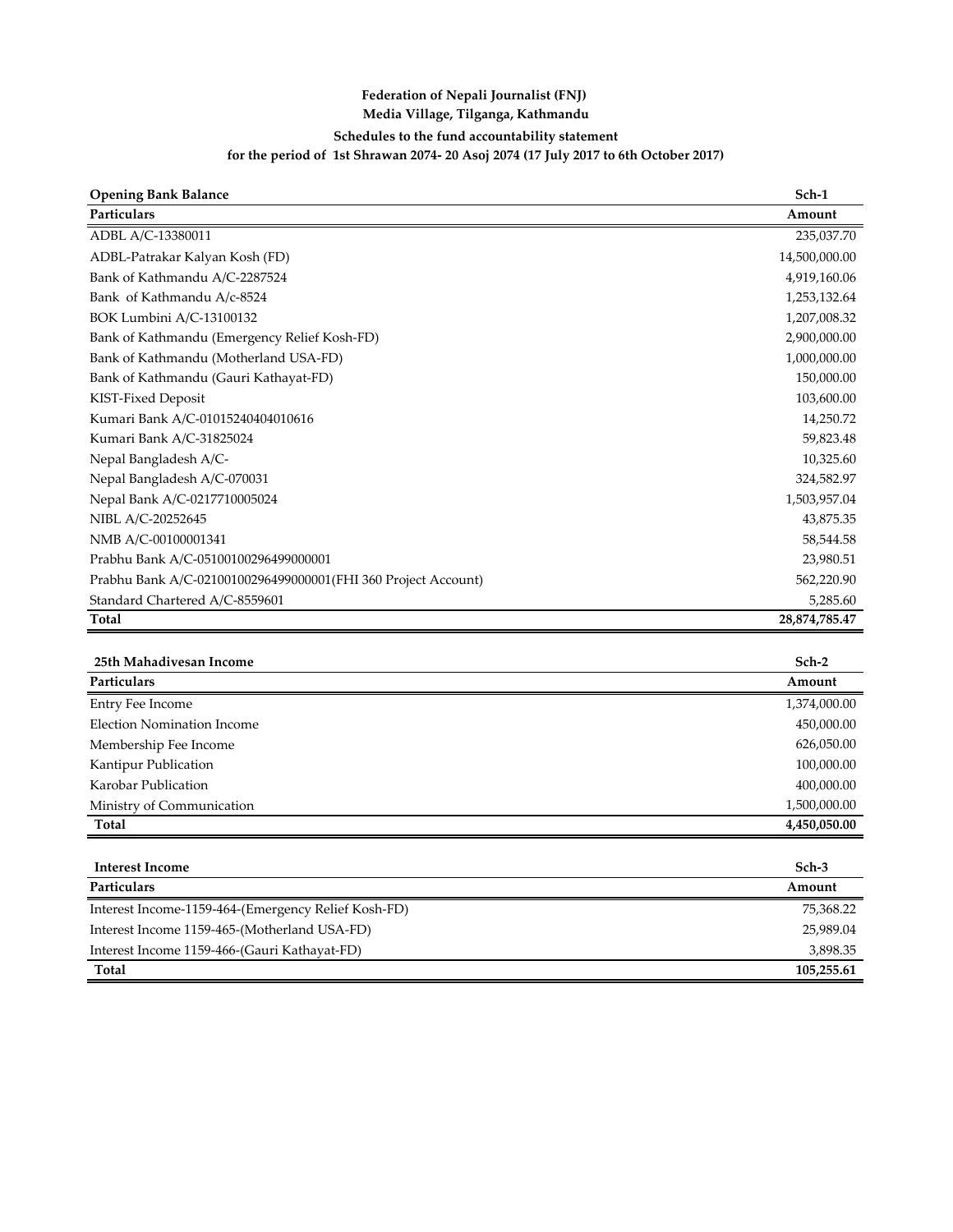# Federation of Nepali Journalist (FNJ)

## Media Village, Tilganga, Kathmandu

### Schedules to the fund accountability statement

### for the period of 1st Shrawan 2074- 20 Asoj 2074 (17 July 2017 to 6th October 2017)

**Opening Bank Balance** — **Sch-1**

| Particulars | Amount |
|---|---|
| ADBL A/C-13380011 | 235,037.70 |
| ADBL-Patrakar Kalyan Kosh (FD) | 14,500,000.00 |
| Bank of Kathmandu A/C-2287524 | 4,919,160.06 |
| Bank of Kathmandu A/c-8524 | 1,253,132.64 |
| BOK Lumbini A/C-13100132 | 1,207,008.32 |
| Bank of Kathmandu (Emergency Relief Kosh-FD) | 2,900,000.00 |
| Bank of Kathmandu (Motherland USA-FD) | 1,000,000.00 |
| Bank of Kathmandu (Gauri Kathayat-FD) | 150,000.00 |
| KIST-Fixed Deposit | 103,600.00 |
| Kumari Bank A/C-01015240404010616 | 14,250.72 |
| Kumari Bank A/C-31825024 | 59,823.48 |
| Nepal Bangladesh A/C- | 10,325.60 |
| Nepal Bangladesh A/C-070031 | 324,582.97 |
| Nepal Bank A/C-0217710005024 | 1,503,957.04 |
| NIBL A/C-20252645 | 43,875.35 |
| NMB A/C-00100001341 | 58,544.58 |
| Prabhu Bank A/C-05100100296499000001 | 23,980.51 |
| Prabhu Bank A/C-02100100296499000001(FHI 360 Project Account) | 562,220.90 |
| Standard Chartered A/C-8559601 | 5,285.60 |
| **Total** | **28,874,785.47** |

**25th Mahadivesan Income** — **Sch-2**

| Particulars | Amount |
|---|---|
| Entry Fee Income | 1,374,000.00 |
| Election Nomination Income | 450,000.00 |
| Membership Fee Income | 626,050.00 |
| Kantipur Publication | 100,000.00 |
| Karobar Publication | 400,000.00 |
| Ministry of Communication | 1,500,000.00 |
| **Total** | **4,450,050.00** |

**Interest Income** — **Sch-3**

| Particulars | Amount |
|---|---|
| Interest Income-1159-464-(Emergency Relief Kosh-FD) | 75,368.22 |
| Interest Income 1159-465-(Motherland USA-FD) | 25,989.04 |
| Interest Income 1159-466-(Gauri Kathayat-FD) | 3,898.35 |
| **Total** | **105,255.61** |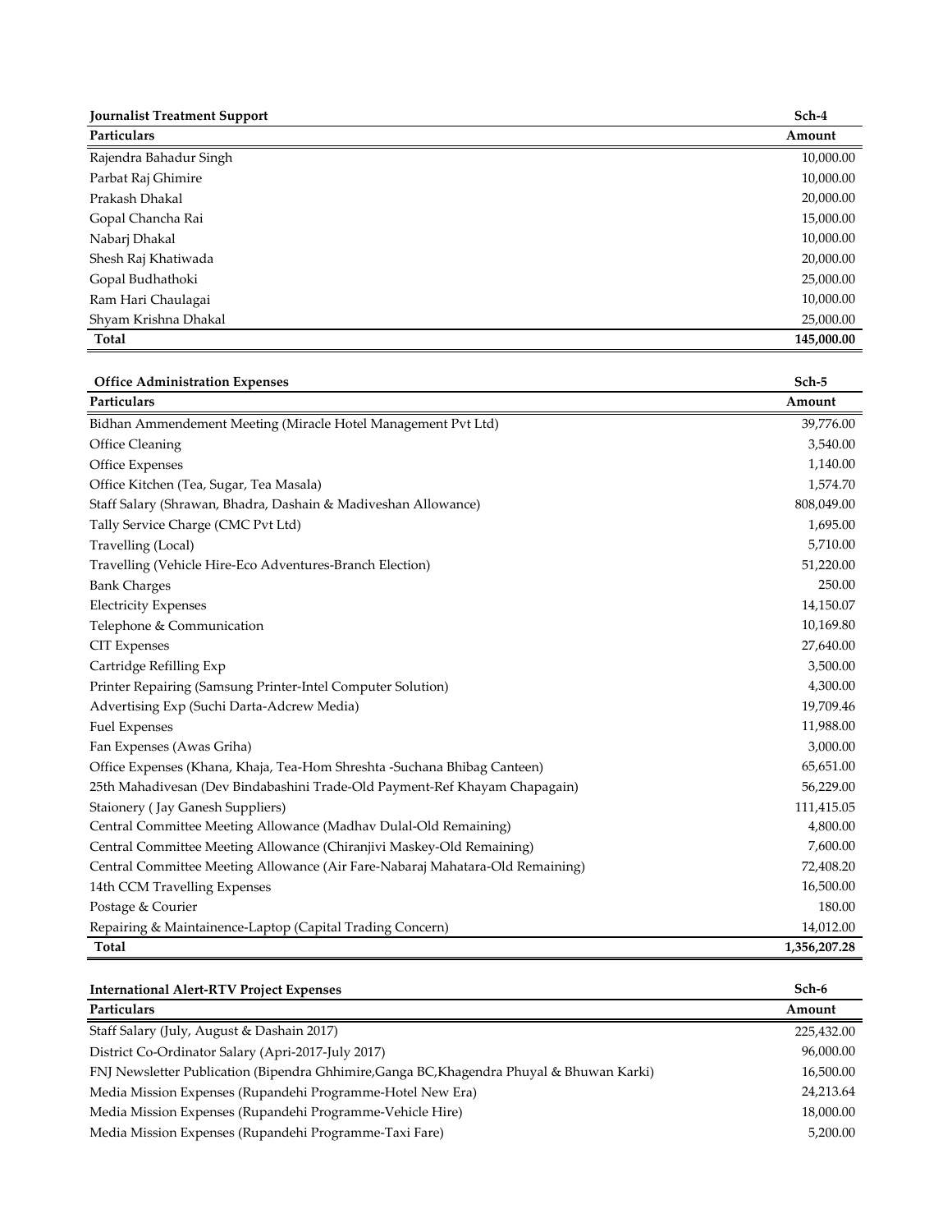| Journalist Treatment Support | Sch-4 |
| --- | --- |
| **Particulars** | **Amount** |
| Rajendra Bahadur Singh | 10,000.00 |
| Parbat Raj Ghimire | 10,000.00 |
| Prakash Dhakal | 20,000.00 |
| Gopal Chancha Rai | 15,000.00 |
| Nabarj Dhakal | 10,000.00 |
| Shesh Raj Khatiwada | 20,000.00 |
| Gopal Budhathoki | 25,000.00 |
| Ram Hari Chaulagai | 10,000.00 |
| Shyam Krishna Dhakal | 25,000.00 |
| **Total** | **145,000.00** |

| Office Administration Expenses | Sch-5 |
| --- | --- |
| **Particulars** | **Amount** |
| Bidhan Ammendement Meeting (Miracle Hotel Management Pvt Ltd) | 39,776.00 |
| Office Cleaning | 3,540.00 |
| Office Expenses | 1,140.00 |
| Office Kitchen (Tea, Sugar, Tea Masala) | 1,574.70 |
| Staff Salary (Shrawan, Bhadra, Dashain & Madiveshan Allowance) | 808,049.00 |
| Tally Service Charge (CMC Pvt Ltd) | 1,695.00 |
| Travelling (Local) | 5,710.00 |
| Travelling (Vehicle Hire-Eco Adventures-Branch Election) | 51,220.00 |
| Bank Charges | 250.00 |
| Electricity Expenses | 14,150.07 |
| Telephone & Communication | 10,169.80 |
| CIT Expenses | 27,640.00 |
| Cartridge Refilling Exp | 3,500.00 |
| Printer Repairing (Samsung Printer-Intel Computer Solution) | 4,300.00 |
| Advertising Exp (Suchi Darta-Adcrew Media) | 19,709.46 |
| Fuel Expenses | 11,988.00 |
| Fan Expenses (Awas Griha) | 3,000.00 |
| Office Expenses (Khana, Khaja, Tea-Hom Shreshta -Suchana Bhibag Canteen) | 65,651.00 |
| 25th Mahadivesan (Dev Bindabashini Trade-Old Payment-Ref Khayam Chapagain) | 56,229.00 |
| Staionery ( Jay Ganesh Suppliers) | 111,415.05 |
| Central Committee Meeting Allowance (Madhav Dulal-Old Remaining) | 4,800.00 |
| Central Committee Meeting Allowance (Chiranjivi Maskey-Old Remaining) | 7,600.00 |
| Central Committee Meeting Allowance (Air Fare-Nabaraj Mahatara-Old Remaining) | 72,408.20 |
| 14th CCM Travelling Expenses | 16,500.00 |
| Postage & Courier | 180.00 |
| Repairing & Maintainence-Laptop (Capital Trading Concern) | 14,012.00 |
| **Total** | **1,356,207.28** |

| International Alert-RTV Project Expenses | Sch-6 |
| --- | --- |
| **Particulars** | **Amount** |
| Staff Salary (July, August & Dashain 2017) | 225,432.00 |
| District Co-Ordinator Salary (Apri-2017-July 2017) | 96,000.00 |
| FNJ Newsletter Publication (Bipendra Ghhimire,Ganga BC,Khagendra Phuyal & Bhuwan Karki) | 16,500.00 |
| Media Mission Expenses (Rupandehi Programme-Hotel New Era) | 24,213.64 |
| Media Mission Expenses (Rupandehi Programme-Vehicle Hire) | 18,000.00 |
| Media Mission Expenses (Rupandehi Programme-Taxi Fare) | 5,200.00 |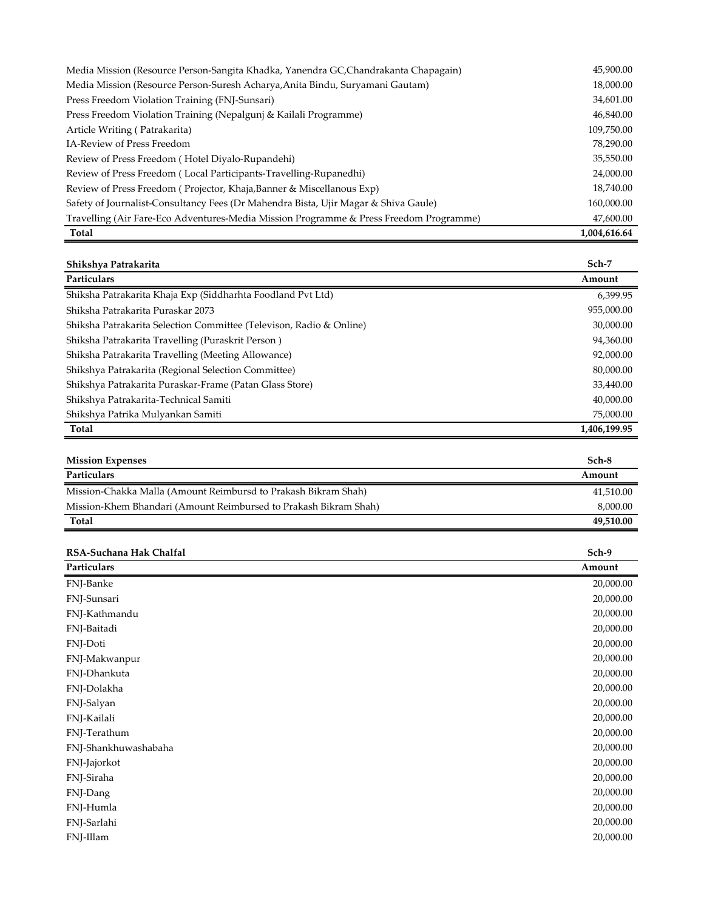| | |
|---|---|
| Media Mission (Resource Person-Sangita Khadka, Yanendra GC,Chandrakanta Chapagain) | 45,900.00 |
| Media Mission (Resource Person-Suresh Acharya,Anita Bindu, Suryamani Gautam) | 18,000.00 |
| Press Freedom Violation Training (FNJ-Sunsari) | 34,601.00 |
| Press Freedom Violation Training (Nepalgunj & Kailali Programme) | 46,840.00 |
| Article Writing ( Patrakarita) | 109,750.00 |
| IA-Review of Press Freedom | 78,290.00 |
| Review of Press Freedom ( Hotel Diyalo-Rupandehi) | 35,550.00 |
| Review of Press Freedom ( Local Participants-Travelling-Rupanedhi) | 24,000.00 |
| Review of Press Freedom ( Projector, Khaja,Banner & Miscellanous Exp) | 18,740.00 |
| Safety of Journalist-Consultancy Fees (Dr Mahendra Bista, Ujir Magar & Shiva Gaule) | 160,000.00 |
| Travelling (Air Fare-Eco Adventures-Media Mission Programme & Press Freedom Programme) | 47,600.00 |
| **Total** | **1,004,616.64** |

**Shikshya Patrakarita** — **Sch-7**

| Particulars | Amount |
|---|---|
| Shiksha Patrakarita Khaja Exp (Siddharhta Foodland Pvt Ltd) | 6,399.95 |
| Shiksha Patrakarita Puraskar 2073 | 955,000.00 |
| Shiksha Patrakarita Selection Committee (Televison, Radio & Online) | 30,000.00 |
| Shiksha Patrakarita Travelling (Puraskrit Person ) | 94,360.00 |
| Shiksha Patrakarita Travelling (Meeting Allowance) | 92,000.00 |
| Shikshya Patrakarita (Regional Selection Committee) | 80,000.00 |
| Shikshya Patrakarita Puraskar-Frame (Patan Glass Store) | 33,440.00 |
| Shikshya Patrakarita-Technical Samiti | 40,000.00 |
| Shikshya Patrika Mulyankan Samiti | 75,000.00 |
| **Total** | **1,406,199.95** |

**Mission Expenses** — **Sch-8**

| Particulars | Amount |
|---|---|
| Mission-Chakka Malla (Amount Reimbursd to Prakash Bikram Shah) | 41,510.00 |
| Mission-Khem Bhandari (Amount Reimbursed to Prakash Bikram Shah) | 8,000.00 |
| **Total** | **49,510.00** |

**RSA-Suchana Hak Chalfal** — **Sch-9**

| Particulars | Amount |
|---|---|
| FNJ-Banke | 20,000.00 |
| FNJ-Sunsari | 20,000.00 |
| FNJ-Kathmandu | 20,000.00 |
| FNJ-Baitadi | 20,000.00 |
| FNJ-Doti | 20,000.00 |
| FNJ-Makwanpur | 20,000.00 |
| FNJ-Dhankuta | 20,000.00 |
| FNJ-Dolakha | 20,000.00 |
| FNJ-Salyan | 20,000.00 |
| FNJ-Kailali | 20,000.00 |
| FNJ-Terathum | 20,000.00 |
| FNJ-Shankhuwashabaha | 20,000.00 |
| FNJ-Jajorkot | 20,000.00 |
| FNJ-Siraha | 20,000.00 |
| FNJ-Dang | 20,000.00 |
| FNJ-Humla | 20,000.00 |
| FNJ-Sarlahi | 20,000.00 |
| FNJ-Illam | 20,000.00 |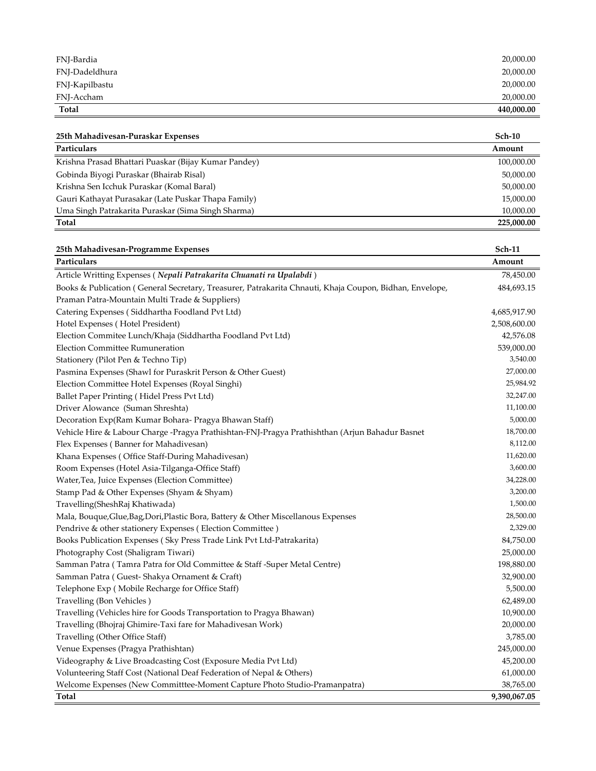| | |
|---|---|
| FNJ-Bardia | 20,000.00 |
| FNJ-Dadeldhura | 20,000.00 |
| FNJ-Kapilbastu | 20,000.00 |
| FNJ-Accham | 20,000.00 |
| **Total** | **440,000.00** |

**25th Mahadivesan-Puraskar Expenses** — **Sch-10**

| Particulars | Amount |
|---|---|
| Krishna Prasad Bhattari Puaskar (Bijay Kumar Pandey) | 100,000.00 |
| Gobinda Biyogi Puraskar (Bhairab Risal) | 50,000.00 |
| Krishna Sen Icchuk Puraskar (Komal Baral) | 50,000.00 |
| Gauri Kathayat Purasakar (Late Puskar Thapa Family) | 15,000.00 |
| Uma Singh Patrakarita Puraskar (Sima Singh Sharma) | 10,000.00 |
| **Total** | **225,000.00** |

**25th Mahadivesan-Programme Expenses** — **Sch-11**

| Particulars | Amount |
|---|---|
| Article Writting Expenses ( *Nepali Patrakarita Chuanati ra Upalabdi* ) | 78,450.00 |
| Books & Publication ( General Secretary, Treasurer, Patrakarita Chnauti, Khaja Coupon, Bidhan, Envelope, Praman Patra-Mountain Multi Trade & Suppliers) | 484,693.15 |
| Catering Expenses ( Siddhartha Foodland Pvt Ltd) | 4,685,917.90 |
| Hotel Expenses ( Hotel President) | 2,508,600.00 |
| Election Commitee Lunch/Khaja (Siddhartha Foodland Pvt Ltd) | 42,576.08 |
| Election Committee Rumuneration | 539,000.00 |
| Stationery (Pilot Pen & Techno Tip) | 3,540.00 |
| Pasmina Expenses (Shawl for Puraskrit Person & Other Guest) | 27,000.00 |
| Election Committee Hotel Expenses (Royal Singhi) | 25,984.92 |
| Ballet Paper Printing ( Hidel Press Pvt Ltd) | 32,247.00 |
| Driver Alowance (Suman Shreshta) | 11,100.00 |
| Decoration Exp(Ram Kumar Bohara- Pragya Bhawan Staff) | 5,000.00 |
| Vehicle Hire & Labour Charge -Pragya Prathishtan-FNJ-Pragya Prathishthan (Arjun Bahadur Basnet | 18,700.00 |
| Flex Expenses ( Banner for Mahadivesan) | 8,112.00 |
| Khana Expenses ( Office Staff-During Mahadivesan) | 11,620.00 |
| Room Expenses (Hotel Asia-Tilganga-Office Staff) | 3,600.00 |
| Water,Tea, Juice Expenses (Election Committee) | 34,228.00 |
| Stamp Pad & Other Expenses (Shyam & Shyam) | 3,200.00 |
| Travelling(SheshRaj Khatiwada) | 1,500.00 |
| Mala, Bouque,Glue,Bag,Dori,Plastic Bora, Battery & Other Miscellanous Expenses | 28,500.00 |
| Pendrive & other stationery Expenses ( Election Committee ) | 2,329.00 |
| Books Publication Expenses ( Sky Press Trade Link Pvt Ltd-Patrakarita) | 84,750.00 |
| Photography Cost (Shaligram Tiwari) | 25,000.00 |
| Samman Patra ( Tamra Patra for Old Committee & Staff -Super Metal Centre) | 198,880.00 |
| Samman Patra ( Guest- Shakya Ornament & Craft) | 32,900.00 |
| Telephone Exp ( Mobile Recharge for Office Staff) | 5,500.00 |
| Travelling (Bon Vehicles ) | 62,489.00 |
| Travelling (Vehicles hire for Goods Transportation to Pragya Bhawan) | 10,900.00 |
| Travelling (Bhojraj Ghimire-Taxi fare for Mahadivesan Work) | 20,000.00 |
| Travelling (Other Office Staff) | 3,785.00 |
| Venue Expenses (Pragya Prathishtan) | 245,000.00 |
| Videography & Live Broadcasting Cost (Exposure Media Pvt Ltd) | 45,200.00 |
| Volunteering Staff Cost (National Deaf Federation of Nepal & Others) | 61,000.00 |
| Welcome Expenses (New Committtee-Moment Capture Photo Studio-Pramanpatra) | 38,765.00 |
| **Total** | **9,390,067.05** |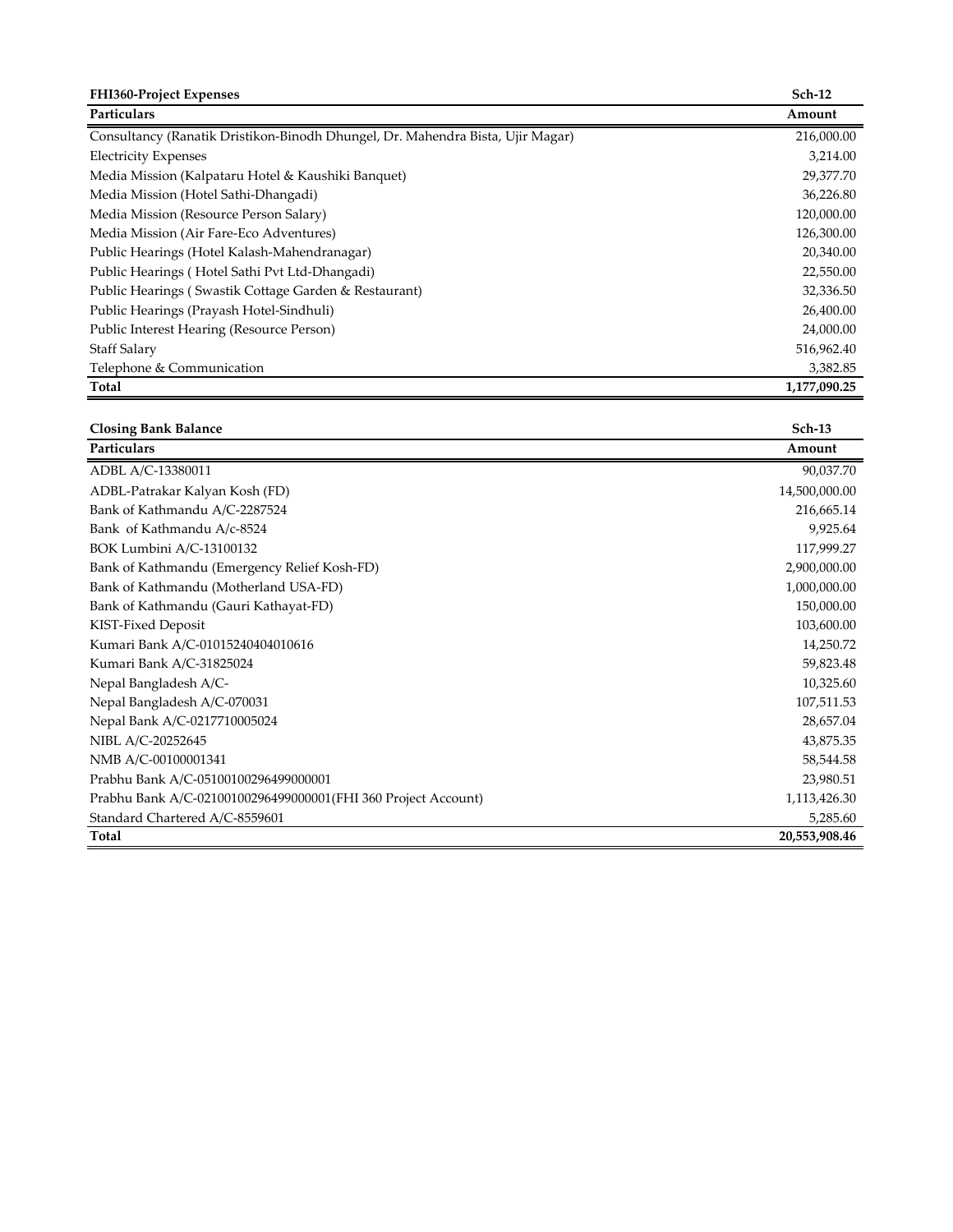| **FHI360-Project Expenses** | **Sch-12** |
|---|---|
| **Particulars** | **Amount** |
| Consultancy (Ranatik Dristikon-Binodh Dhungel, Dr. Mahendra Bista, Ujir Magar) | 216,000.00 |
| Electricity Expenses | 3,214.00 |
| Media Mission (Kalpataru Hotel & Kaushiki Banquet) | 29,377.70 |
| Media Mission (Hotel Sathi-Dhangadi) | 36,226.80 |
| Media Mission (Resource Person Salary) | 120,000.00 |
| Media Mission (Air Fare-Eco Adventures) | 126,300.00 |
| Public Hearings (Hotel Kalash-Mahendranagar) | 20,340.00 |
| Public Hearings ( Hotel Sathi Pvt Ltd-Dhangadi) | 22,550.00 |
| Public Hearings ( Swastik Cottage Garden & Restaurant) | 32,336.50 |
| Public Hearings (Prayash Hotel-Sindhuli) | 26,400.00 |
| Public Interest Hearing (Resource Person) | 24,000.00 |
| Staff Salary | 516,962.40 |
| Telephone & Communication | 3,382.85 |
| **Total** | **1,177,090.25** |

| **Closing Bank Balance** | **Sch-13** |
|---|---|
| **Particulars** | **Amount** |
| ADBL A/C-13380011 | 90,037.70 |
| ADBL-Patrakar Kalyan Kosh (FD) | 14,500,000.00 |
| Bank of Kathmandu A/C-2287524 | 216,665.14 |
| Bank of Kathmandu A/c-8524 | 9,925.64 |
| BOK Lumbini A/C-13100132 | 117,999.27 |
| Bank of Kathmandu (Emergency Relief Kosh-FD) | 2,900,000.00 |
| Bank of Kathmandu (Motherland USA-FD) | 1,000,000.00 |
| Bank of Kathmandu (Gauri Kathayat-FD) | 150,000.00 |
| KIST-Fixed Deposit | 103,600.00 |
| Kumari Bank A/C-01015240404010616 | 14,250.72 |
| Kumari Bank A/C-31825024 | 59,823.48 |
| Nepal Bangladesh A/C- | 10,325.60 |
| Nepal Bangladesh A/C-070031 | 107,511.53 |
| Nepal Bank A/C-0217710005024 | 28,657.04 |
| NIBL A/C-20252645 | 43,875.35 |
| NMB A/C-00100001341 | 58,544.58 |
| Prabhu Bank A/C-05100100296499000001 | 23,980.51 |
| Prabhu Bank A/C-02100100296499000001(FHI 360 Project Account) | 1,113,426.30 |
| Standard Chartered A/C-8559601 | 5,285.60 |
| **Total** | **20,553,908.46** |